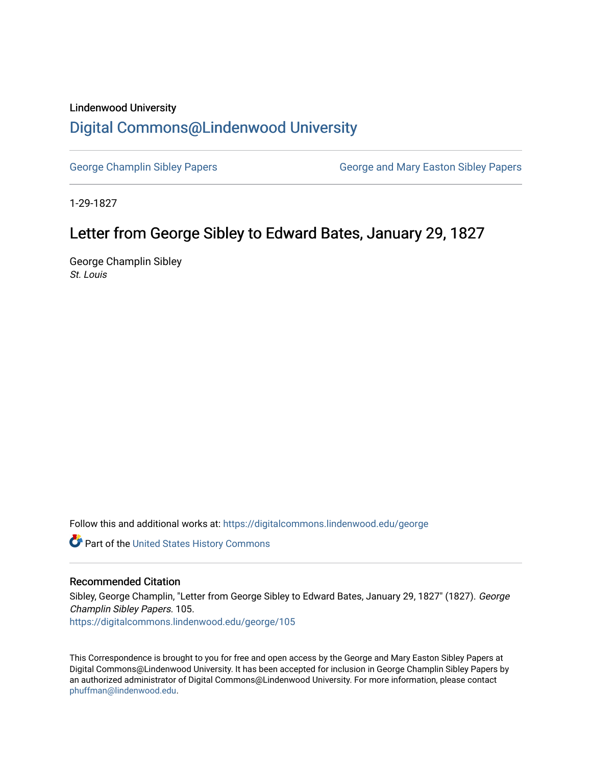Lindenwood University

# Digital Commons@Lindenwood University

George Champlin Sibley Papers

George and Mary Easton Sibley Papers

1-29-1827

## Letter from George Sibley to Edward Bates, January 29, 1827

George Champlin Sibley

*St. Louis*

Follow this and additional works at: https://digitalcommons.lindenwood.edu/george

Part of the United States History Commons

### Recommended Citation

Sibley, George Champlin, "Letter from George Sibley to Edward Bates, January 29, 1827" (1827). *George Champlin Sibley Papers*. 105.
https://digitalcommons.lindenwood.edu/george/105

This Correspondence is brought to you for free and open access by the George and Mary Easton Sibley Papers at Digital Commons@Lindenwood University. It has been accepted for inclusion in George Champlin Sibley Papers by an authorized administrator of Digital Commons@Lindenwood University. For more information, please contact phuffman@lindenwood.edu.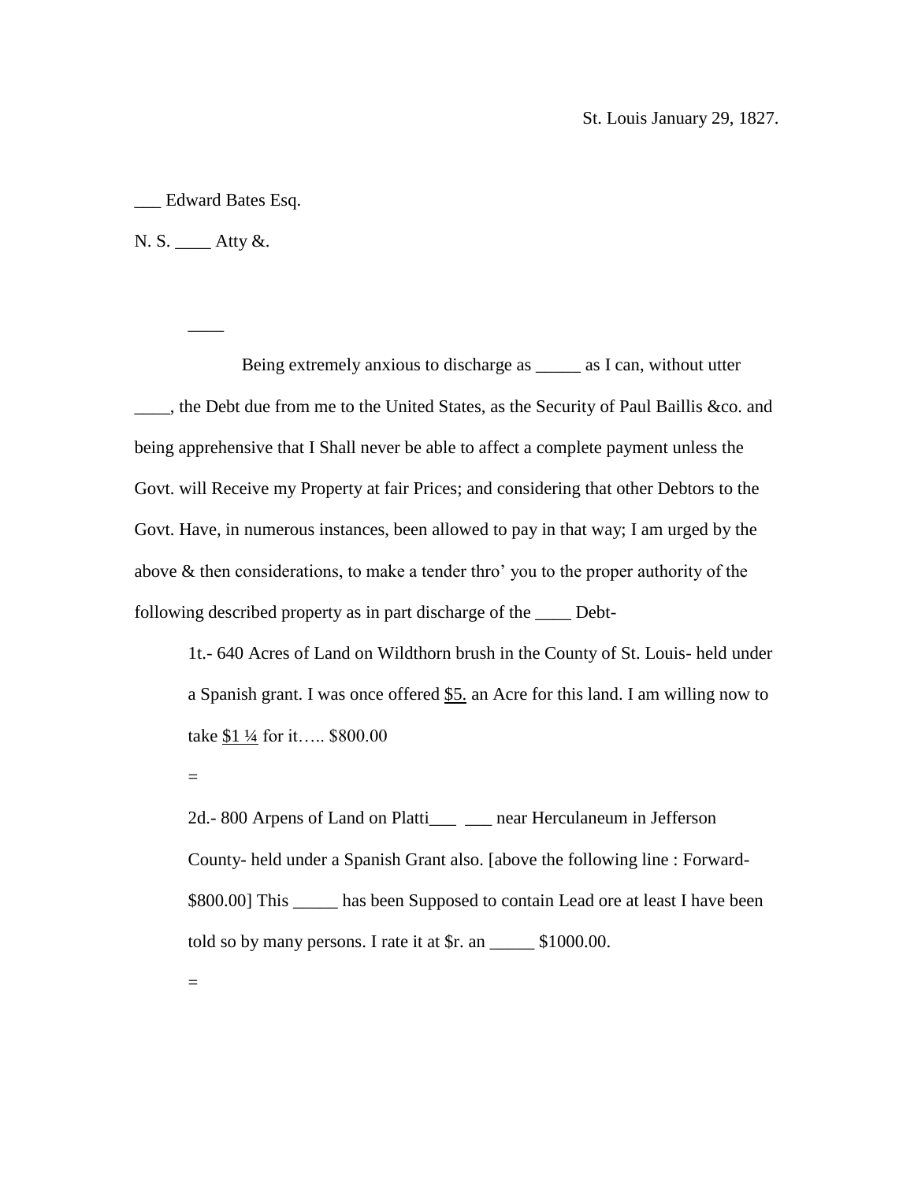St. Louis January 29, 1827.

___ Edward Bates Esq.

N. S. ____ Atty &.

____

Being extremely anxious to discharge as _____ as I can, without utter ____, the Debt due from me to the United States, as the Security of Paul Baillis &co. and being apprehensive that I Shall never be able to affect a complete payment unless the Govt. will Receive my Property at fair Prices; and considering that other Debtors to the Govt. Have, in numerous instances, been allowed to pay in that way; I am urged by the above & then considerations, to make a tender thro' you to the proper authority of the following described property as in part discharge of the ____ Debt-

1t.- 640 Acres of Land on Wildthorn brush in the County of St. Louis- held under a Spanish grant. I was once offered <u>$5.</u> an Acre for this land. I am willing now to take <u>$1 ¼</u> for it….. $800.00

=

2d.- 800 Arpens of Land on Platti___ ___ near Herculaneum in Jefferson County- held under a Spanish Grant also. [above the following line : Forward- $800.00] This _____ has been Supposed to contain Lead ore at least I have been told so by many persons. I rate it at $r. an _____ $1000.00.

=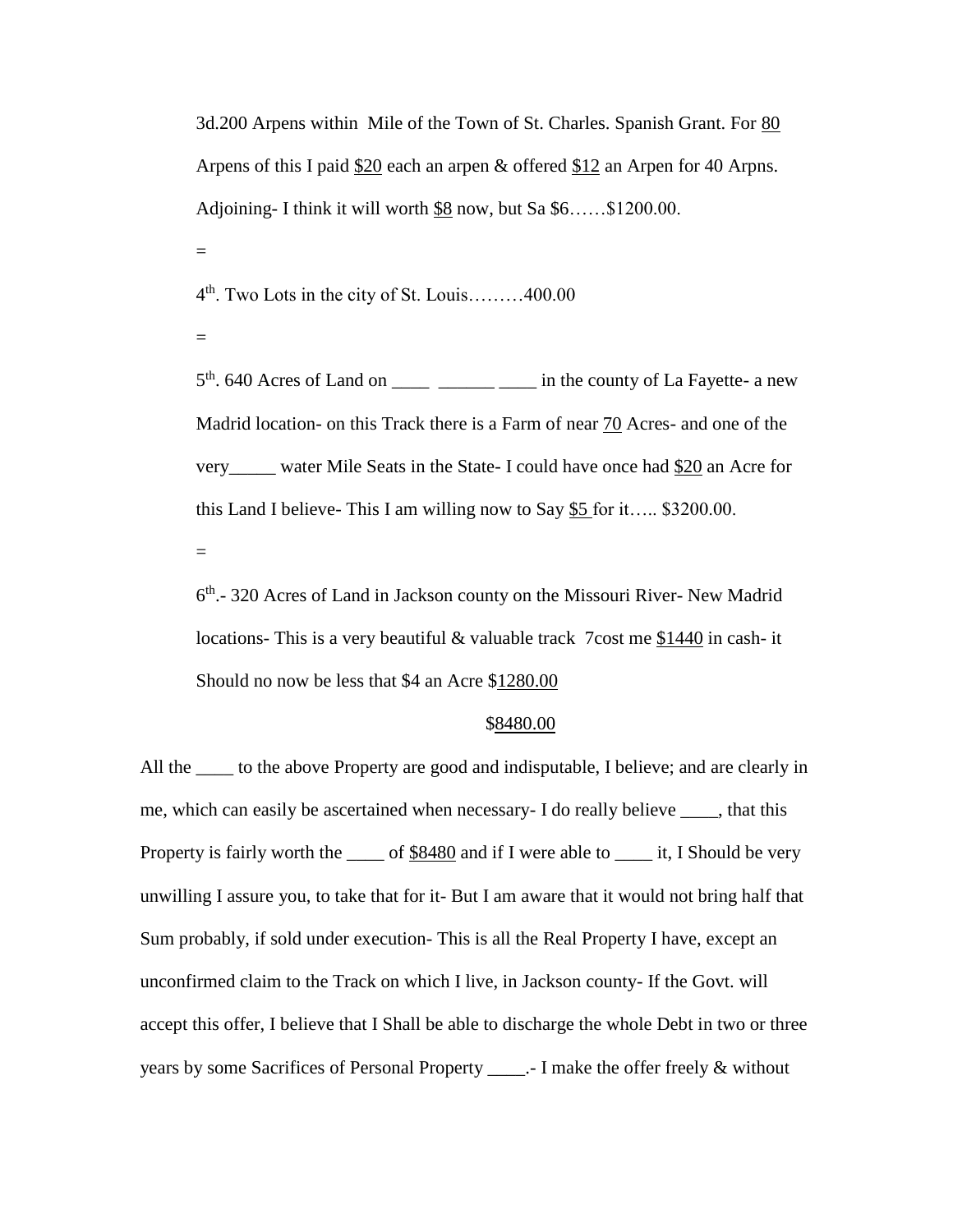3d.200 Arpens within  Mile of the Town of St. Charles. Spanish Grant. For 80 Arpens of this I paid $20 each an arpen & offered $12 an Arpen for 40 Arpns. Adjoining- I think it will worth $8 now, but Sa $6……$1200.00.

=

4th. Two Lots in the city of St. Louis………400.00

=

5th. 640 Acres of Land on ____ ______ ____ in the county of La Fayette- a new Madrid location- on this Track there is a Farm of near 70 Acres- and one of the very_____ water Mile Seats in the State- I could have once had $20 an Acre for this Land I believe- This I am willing now to Say $5 for it….. $3200.00.

=

6th.- 320 Acres of Land in Jackson county on the Missouri River- New Madrid locations- This is a very beautiful & valuable track 7cost me $1440 in cash- it Should no now be less that $4 an Acre $1280.00

$8480.00

All the ____ to the above Property are good and indisputable, I believe; and are clearly in me, which can easily be ascertained when necessary- I do really believe ____, that this Property is fairly worth the ____ of $8480 and if I were able to ____ it, I Should be very unwilling I assure you, to take that for it- But I am aware that it would not bring half that Sum probably, if sold under execution- This is all the Real Property I have, except an unconfirmed claim to the Track on which I live, in Jackson county- If the Govt. will accept this offer, I believe that I Shall be able to discharge the whole Debt in two or three years by some Sacrifices of Personal Property ____.- I make the offer freely & without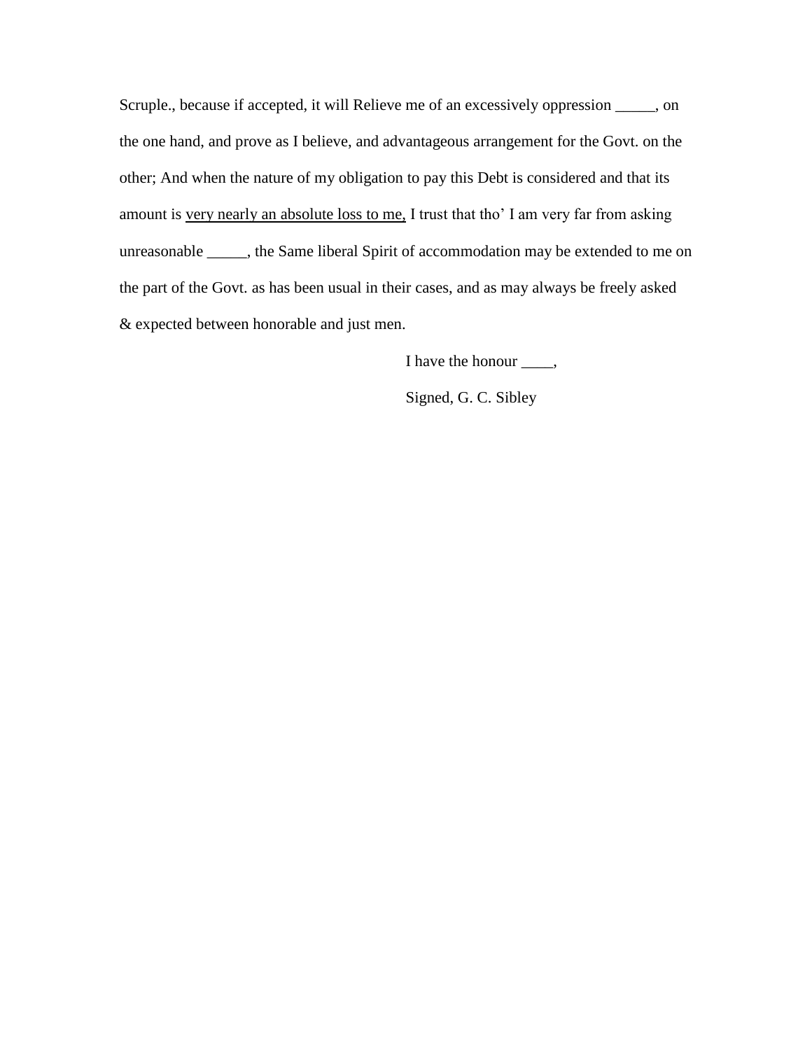Scruple., because if accepted, it will Relieve me of an excessively oppression _____, on the one hand, and prove as I believe, and advantageous arrangement for the Govt. on the other; And when the nature of my obligation to pay this Debt is considered and that its amount is <u>very nearly an absolute loss to me,</u> I trust that tho' I am very far from asking unreasonable _____, the Same liberal Spirit of accommodation may be extended to me on the part of the Govt. as has been usual in their cases, and as may always be freely asked & expected between honorable and just men.

I have the honour ____,

Signed, G. C. Sibley